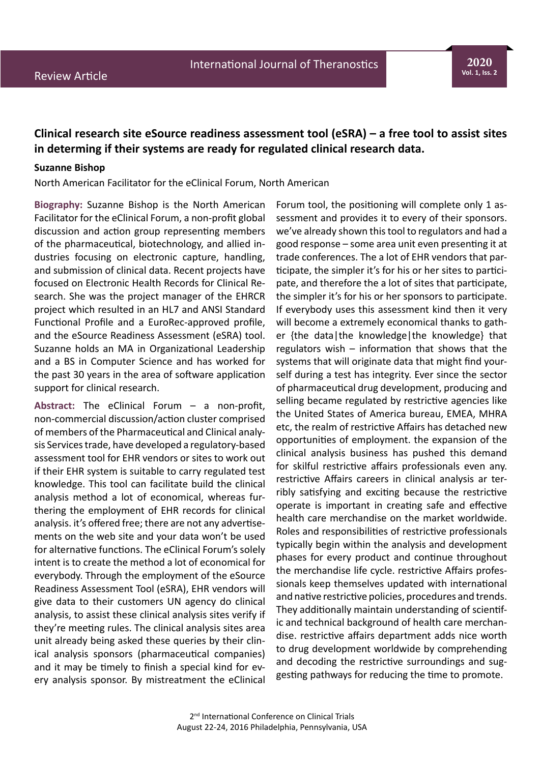Review Article

# Clinical research site eSource readiness assessment tool (eSRA) – a free tool to assist sites in determing if their systems are ready for regulated clinical research data.

**Suzanne Bishop**

North American Facilitator for the eClinical Forum, North American

**Biography:** Suzanne Bishop is the North American Facilitator for the eClinical Forum, a non-profit global discussion and action group representing members of the pharmaceutical, biotechnology, and allied industries focusing on electronic capture, handling, and submission of clinical data. Recent projects have focused on Electronic Health Records for Clinical Research. She was the project manager of the EHRCR project which resulted in an HL7 and ANSI Standard Functional Profile and a EuroRec-approved profile, and the eSource Readiness Assessment (eSRA) tool. Suzanne holds an MA in Organizational Leadership and a BS in Computer Science and has worked for the past 30 years in the area of software application support for clinical research.

**Abstract:** The eClinical Forum – a non-profit, non-commercial discussion/action cluster comprised of members of the Pharmaceutical and Clinical analysis Services trade, have developed a regulatory-based assessment tool for EHR vendors or sites to work out if their EHR system is suitable to carry regulated test knowledge. This tool can facilitate build the clinical analysis method a lot of economical, whereas furthering the employment of EHR records for clinical analysis. it's offered free; there are not any advertisements on the web site and your data won't be used for alternative functions. The eClinical Forum's solely intent is to create the method a lot of economical for everybody. Through the employment of the eSource Readiness Assessment Tool (eSRA), EHR vendors will give data to their customers UN agency do clinical analysis, to assist these clinical analysis sites verify if they're meeting rules. The clinical analysis sites area unit already being asked these queries by their clinical analysis sponsors (pharmaceutical companies) and it may be timely to finish a special kind for every analysis sponsor. By mistreatment the eClinical Forum tool, the positioning will complete only 1 assessment and provides it to every of their sponsors. we've already shown this tool to regulators and had a good response – some area unit even presenting it at trade conferences. The a lot of EHR vendors that participate, the simpler it's for his or her sites to participate, and therefore the a lot of sites that participate, the simpler it's for his or her sponsors to participate. If everybody uses this assessment kind then it very will become a extremely economical thanks to gather {the data|the knowledge|the knowledge} that regulators wish – information that shows that the systems that will originate data that might find yourself during a test has integrity. Ever since the sector of pharmaceutical drug development, producing and selling became regulated by restrictive agencies like the United States of America bureau, EMEA, MHRA etc, the realm of restrictive Affairs has detached new opportunities of employment. the expansion of the clinical analysis business has pushed this demand for skilful restrictive affairs professionals even any. restrictive Affairs careers in clinical analysis ar terribly satisfying and exciting because the restrictive operate is important in creating safe and effective health care merchandise on the market worldwide. Roles and responsibilities of restrictive professionals typically begin within the analysis and development phases for every product and continue throughout the merchandise life cycle. restrictive Affairs professionals keep themselves updated with international and native restrictive policies, procedures and trends. They additionally maintain understanding of scientific and technical background of health care merchandise. restrictive affairs department adds nice worth to drug development worldwide by comprehending and decoding the restrictive surroundings and suggesting pathways for reducing the time to promote.

2nd International Conference on Clinical Trials
August 22-24, 2016 Philadelphia, Pennsylvania, USA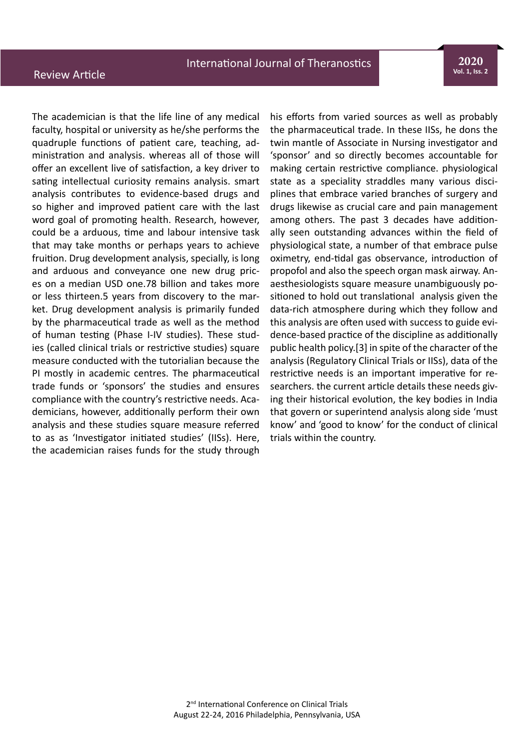The academician is that the life line of any medical faculty, hospital or university as he/she performs the quadruple functions of patient care, teaching, administration and analysis. whereas all of those will offer an excellent live of satisfaction, a key driver to sating intellectual curiosity remains analysis. smart analysis contributes to evidence-based drugs and so higher and improved patient care with the last word goal of promoting health. Research, however, could be a arduous, time and labour intensive task that may take months or perhaps years to achieve fruition. Drug development analysis, specially, is long and arduous and conveyance one new drug prices on a median USD one.78 billion and takes more or less thirteen.5 years from discovery to the market. Drug development analysis is primarily funded by the pharmaceutical trade as well as the method of human testing (Phase I-IV studies). These studies (called clinical trials or restrictive studies) square measure conducted with the tutorialian because the PI mostly in academic centres. The pharmaceutical trade funds or 'sponsors' the studies and ensures compliance with the country's restrictive needs. Academicians, however, additionally perform their own analysis and these studies square measure referred to as as 'Investigator initiated studies' (IISs). Here, the academician raises funds for the study through his efforts from varied sources as well as probably the pharmaceutical trade. In these IISs, he dons the twin mantle of Associate in Nursing investigator and 'sponsor' and so directly becomes accountable for making certain restrictive compliance. physiological state as a speciality straddles many various disciplines that embrace varied branches of surgery and drugs likewise as crucial care and pain management among others. The past 3 decades have additionally seen outstanding advances within the field of physiological state, a number of that embrace pulse oximetry, end-tidal gas observance, introduction of propofol and also the speech organ mask airway. Anaesthesiologists square measure unambiguously positioned to hold out translational analysis given the data-rich atmosphere during which they follow and this analysis are often used with success to guide evidence-based practice of the discipline as additionally public health policy.[3] in spite of the character of the analysis (Regulatory Clinical Trials or IISs), data of the restrictive needs is an important imperative for researchers. the current article details these needs giving their historical evolution, the key bodies in India that govern or superintend analysis along side 'must know' and 'good to know' for the conduct of clinical trials within the country.